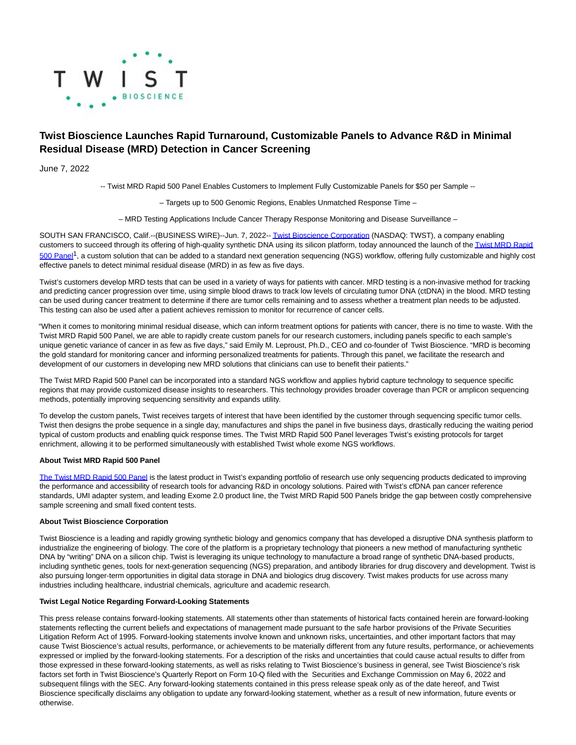# Twist Bioscience Launches Rapid Turnaround, Customizable Panels to Advance R&D in Minimal Residual Disease (MRD) Detection in Cancer Screening

June 7, 2022

-- Twist MRD Rapid 500 Panel Enables Customers to Implement Fully Customizable Panels for $50 per Sample --

– Targets up to 500 Genomic Regions, Enables Unmatched Response Time –

– MRD Testing Applications Include Cancer Therapy Response Monitoring and Disease Surveillance –

SOUTH SAN FRANCISCO, Calif.--(BUSINESS WIRE)--Jun. 7, 2022-- Twist Bioscience Corporation (NASDAQ: TWST), a company enabling customers to succeed through its offering of high-quality synthetic DNA using its silicon platform, today announced the launch of the Twist MRD Rapid 500 Panel[1], a custom solution that can be added to a standard next generation sequencing (NGS) workflow, offering fully customizable and highly cost effective panels to detect minimal residual disease (MRD) in as few as five days.

Twist's customers develop MRD tests that can be used in a variety of ways for patients with cancer. MRD testing is a non-invasive method for tracking and predicting cancer progression over time, using simple blood draws to track low levels of circulating tumor DNA (ctDNA) in the blood. MRD testing can be used during cancer treatment to determine if there are tumor cells remaining and to assess whether a treatment plan needs to be adjusted. This testing can also be used after a patient achieves remission to monitor for recurrence of cancer cells.

"When it comes to monitoring minimal residual disease, which can inform treatment options for patients with cancer, there is no time to waste. With the Twist MRD Rapid 500 Panel, we are able to rapidly create custom panels for our research customers, including panels specific to each sample's unique genetic variance of cancer in as few as five days," said Emily M. Leproust, Ph.D., CEO and co-founder of Twist Bioscience. "MRD is becoming the gold standard for monitoring cancer and informing personalized treatments for patients. Through this panel, we facilitate the research and development of our customers in developing new MRD solutions that clinicians can use to benefit their patients."

The Twist MRD Rapid 500 Panel can be incorporated into a standard NGS workflow and applies hybrid capture technology to sequence specific regions that may provide customized disease insights to researchers. This technology provides broader coverage than PCR or amplicon sequencing methods, potentially improving sequencing sensitivity and expands utility.

To develop the custom panels, Twist receives targets of interest that have been identified by the customer through sequencing specific tumor cells. Twist then designs the probe sequence in a single day, manufactures and ships the panel in five business days, drastically reducing the waiting period typical of custom products and enabling quick response times. The Twist MRD Rapid 500 Panel leverages Twist's existing protocols for target enrichment, allowing it to be performed simultaneously with established Twist whole exome NGS workflows.

**About Twist MRD Rapid 500 Panel**

The Twist MRD Rapid 500 Panel is the latest product in Twist's expanding portfolio of research use only sequencing products dedicated to improving the performance and accessibility of research tools for advancing R&D in oncology solutions. Paired with Twist's cfDNA pan cancer reference standards, UMI adapter system, and leading Exome 2.0 product line, the Twist MRD Rapid 500 Panels bridge the gap between costly comprehensive sample screening and small fixed content tests.

**About Twist Bioscience Corporation**

Twist Bioscience is a leading and rapidly growing synthetic biology and genomics company that has developed a disruptive DNA synthesis platform to industrialize the engineering of biology. The core of the platform is a proprietary technology that pioneers a new method of manufacturing synthetic DNA by "writing" DNA on a silicon chip. Twist is leveraging its unique technology to manufacture a broad range of synthetic DNA-based products, including synthetic genes, tools for next-generation sequencing (NGS) preparation, and antibody libraries for drug discovery and development. Twist is also pursuing longer-term opportunities in digital data storage in DNA and biologics drug discovery. Twist makes products for use across many industries including healthcare, industrial chemicals, agriculture and academic research.

**Twist Legal Notice Regarding Forward-Looking Statements**

This press release contains forward-looking statements. All statements other than statements of historical facts contained herein are forward-looking statements reflecting the current beliefs and expectations of management made pursuant to the safe harbor provisions of the Private Securities Litigation Reform Act of 1995. Forward-looking statements involve known and unknown risks, uncertainties, and other important factors that may cause Twist Bioscience's actual results, performance, or achievements to be materially different from any future results, performance, or achievements expressed or implied by the forward-looking statements. For a description of the risks and uncertainties that could cause actual results to differ from those expressed in these forward-looking statements, as well as risks relating to Twist Bioscience's business in general, see Twist Bioscience's risk factors set forth in Twist Bioscience's Quarterly Report on Form 10-Q filed with the Securities and Exchange Commission on May 6, 2022 and subsequent filings with the SEC. Any forward-looking statements contained in this press release speak only as of the date hereof, and Twist Bioscience specifically disclaims any obligation to update any forward-looking statement, whether as a result of new information, future events or otherwise.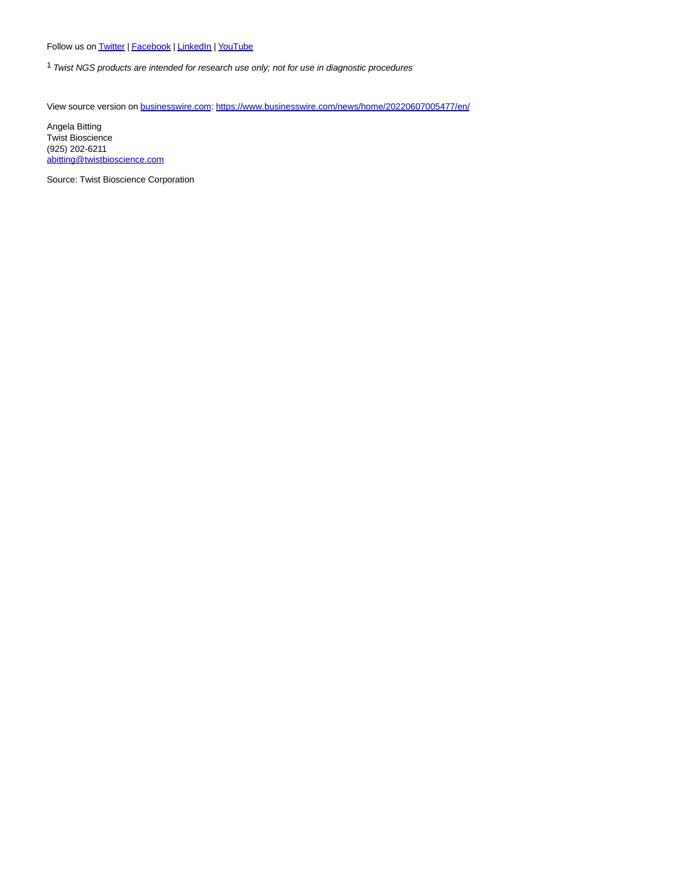Follow us on Twitter | Facebook | LinkedIn | YouTube

[1] *Twist NGS products are intended for research use only; not for use in diagnostic procedures*

View source version on businesswire.com: https://www.businesswire.com/news/home/20220607005477/en/

Angela Bitting
Twist Bioscience
(925) 202-6211
abitting@twistbioscience.com

Source: Twist Bioscience Corporation